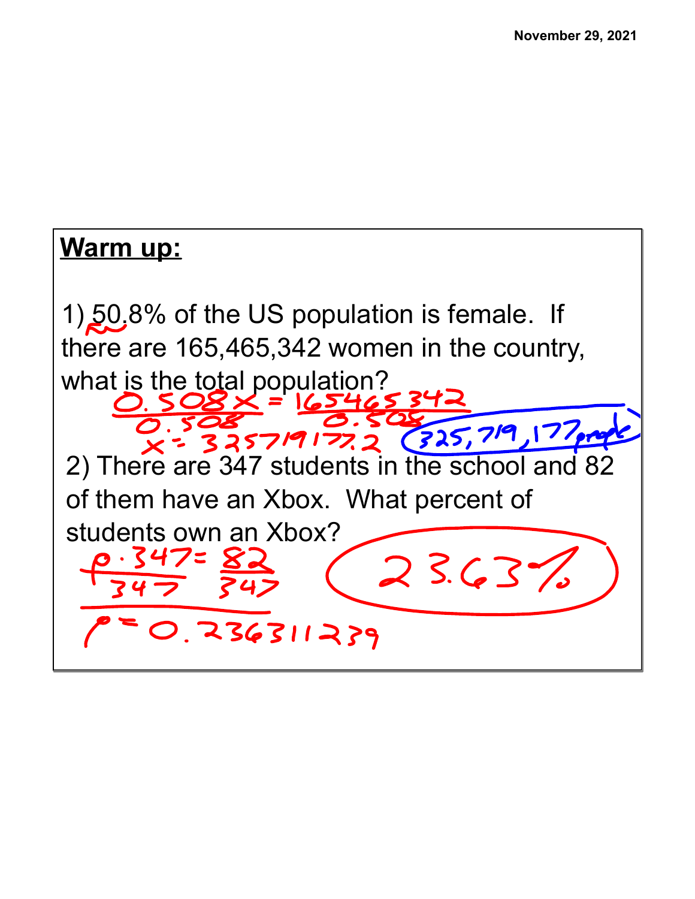November 29, 2021

## Warm up:

1) 50.8% of the US population is female. If there are 165,465,342 women in the country, what is the total population?

$$\frac{0.508x}{0.508} = \frac{165465342}{0.508}$$

$$x = 325719177.2$$

325,719,177 people

2) There are 347 students in the school and 82 of them have an Xbox. What percent of students own an Xbox?

$$\frac{p \cdot 347}{347} = \frac{82}{347}$$

$$p = 0.236311239$$

23.63%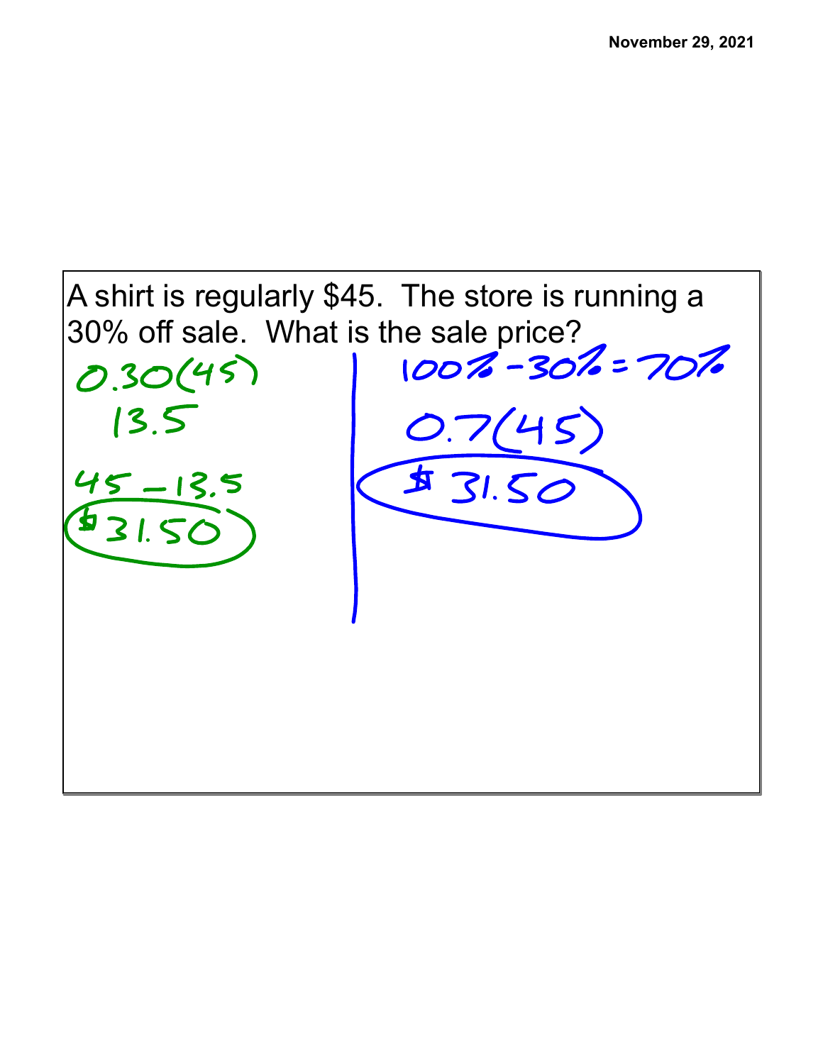A shirt is regularly $45. The store is running a 30% off sale. What is the sale price?

$0.30(45)$

$13.5$

$45 - 13.5$

**$31.50**

$100\% - 30\% = 70\%$

$0.7(45)$

**$31.50**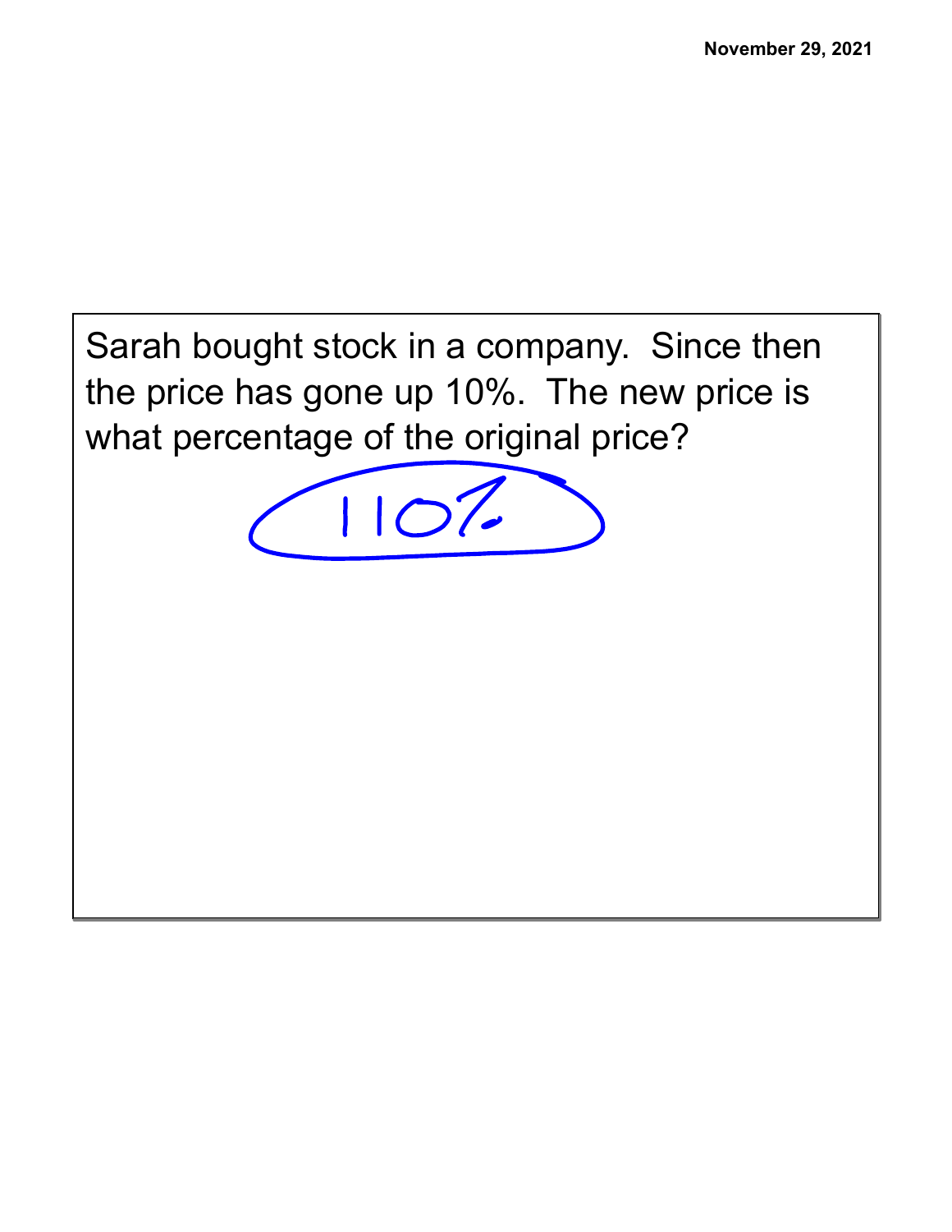Sarah bought stock in a company. Since then the price has gone up 10%. The new price is what percentage of the original price?

110%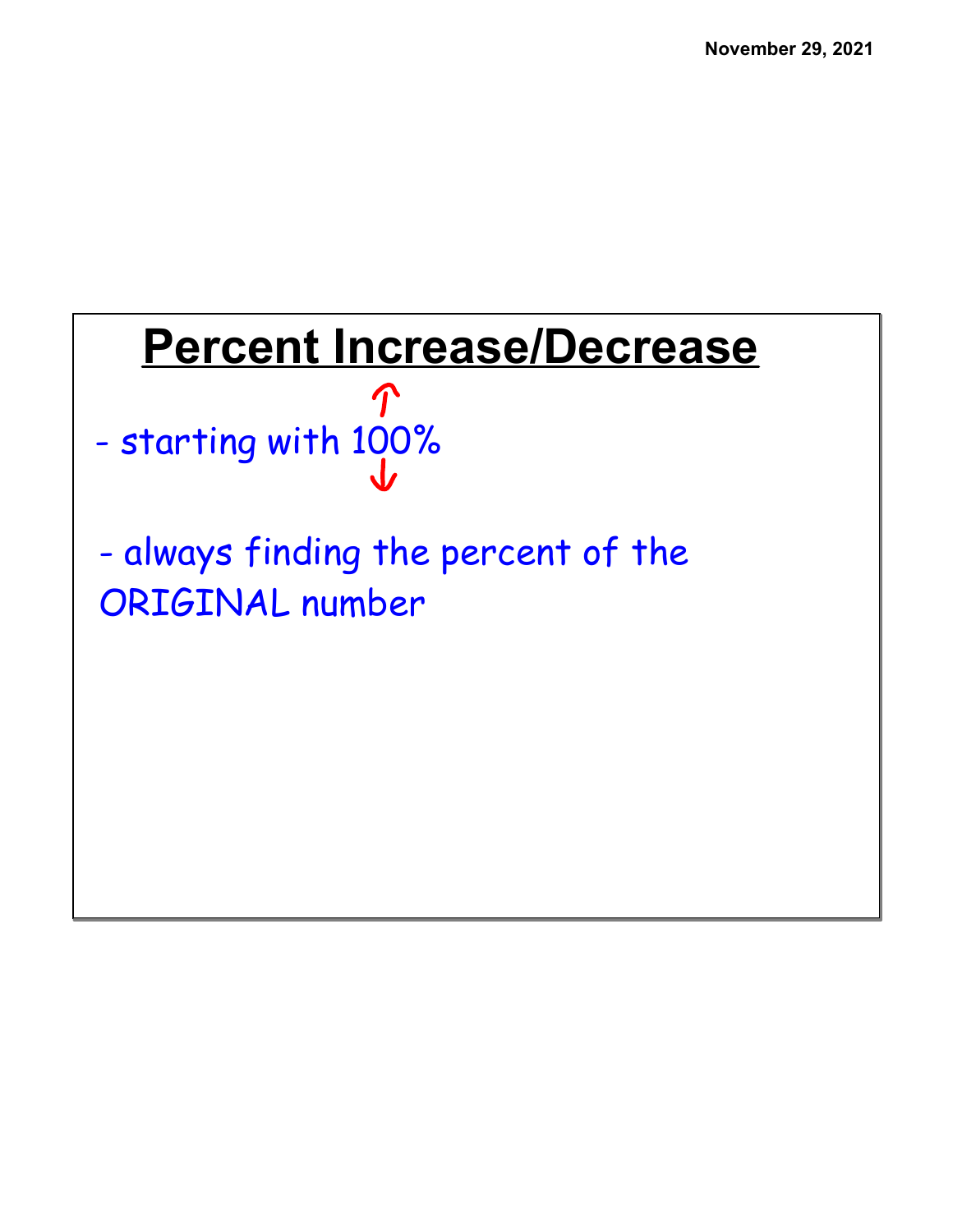# Percent Increase/Decrease

- starting with 100% ↑↓

- always finding the percent of the ORIGINAL number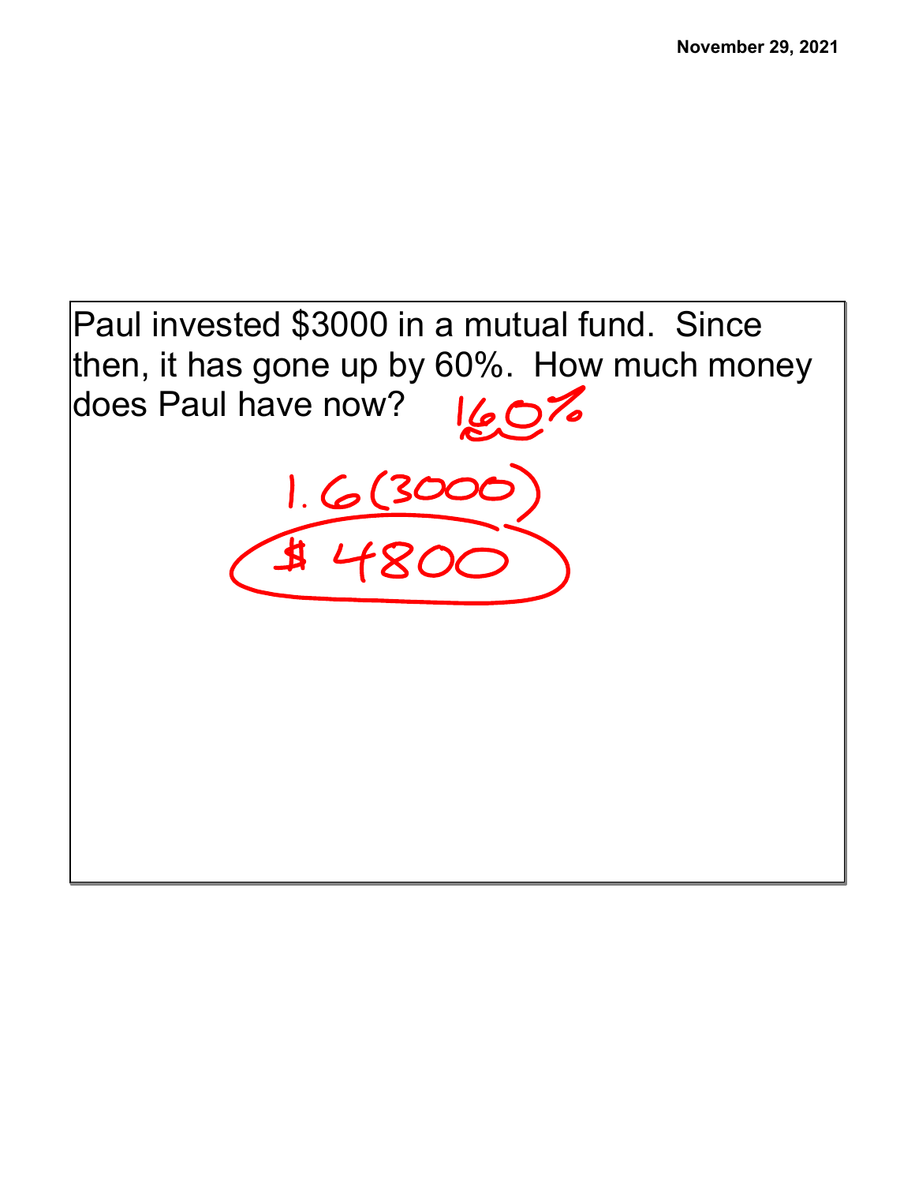Paul invested $3000 in a mutual fund. Since then, it has gone up by 60%. How much money does Paul have now?

160%

$1.6(3000)$

**$4800**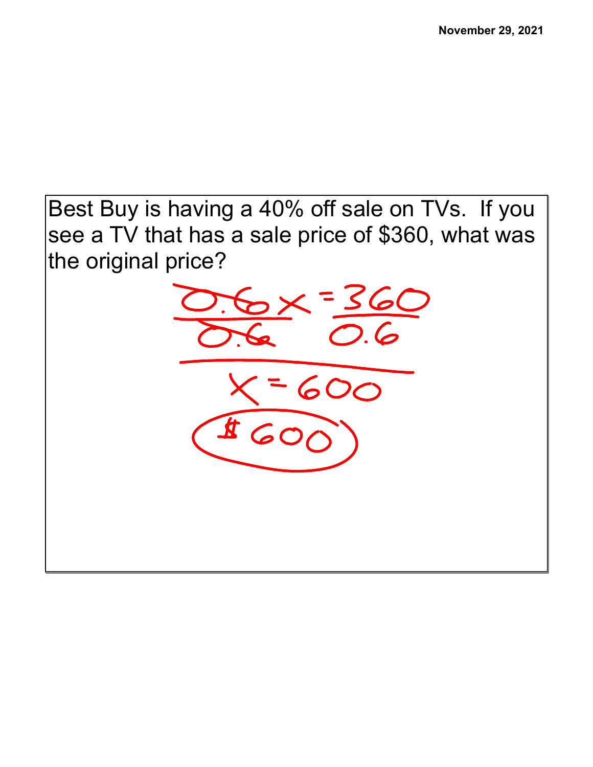Best Buy is having a 40% off sale on TVs. If you see a TV that has a sale price of $360, what was the original price?

$$\frac{0.6x}{0.6} = \frac{360}{0.6}$$

$$x = 600$$

$600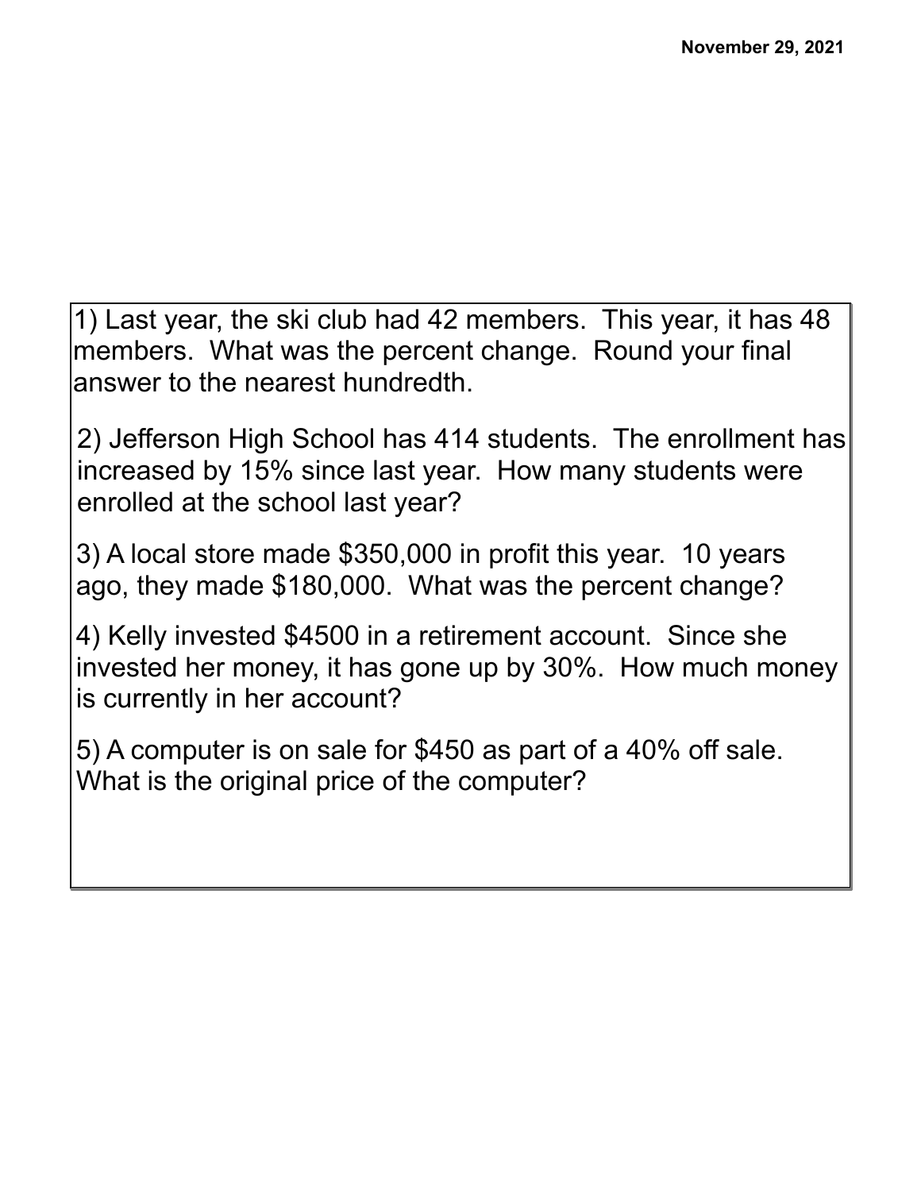November 29, 2021

1) Last year, the ski club had 42 members. This year, it has 48 members. What was the percent change. Round your final answer to the nearest hundredth.

2) Jefferson High School has 414 students. The enrollment has increased by 15% since last year. How many students were enrolled at the school last year?

3) A local store made $350,000 in profit this year. 10 years ago, they made $180,000. What was the percent change?

4) Kelly invested $4500 in a retirement account. Since she invested her money, it has gone up by 30%. How much money is currently in her account?

5) A computer is on sale for $450 as part of a 40% off sale. What is the original price of the computer?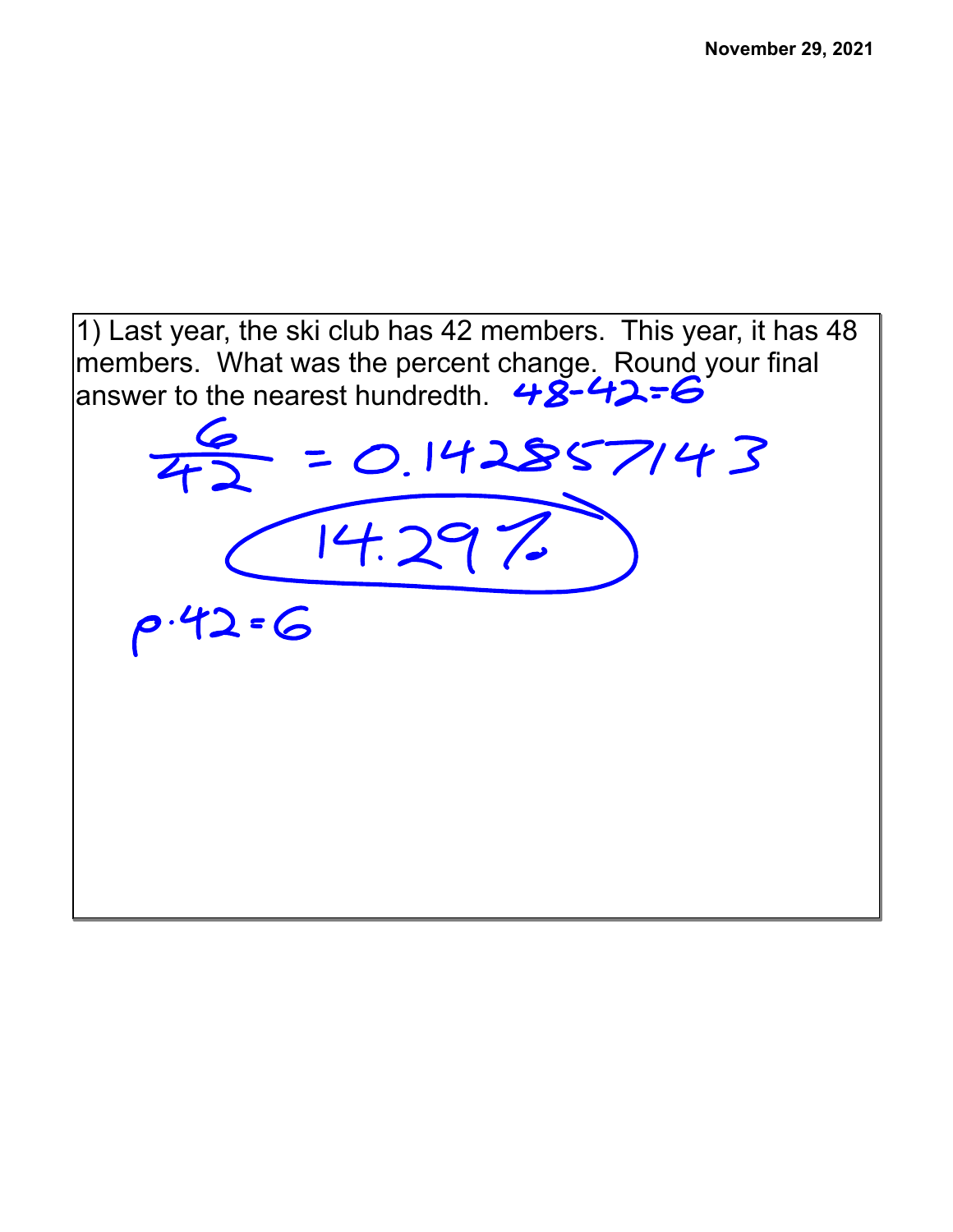November 29, 2021

1) Last year, the ski club has 42 members. This year, it has 48 members. What was the percent change. Round your final answer to the nearest hundredth. $48-42=6$

$$\frac{6}{42} = 0.142857143$$

$$14.29\%$$

$$p \cdot 42 = 6$$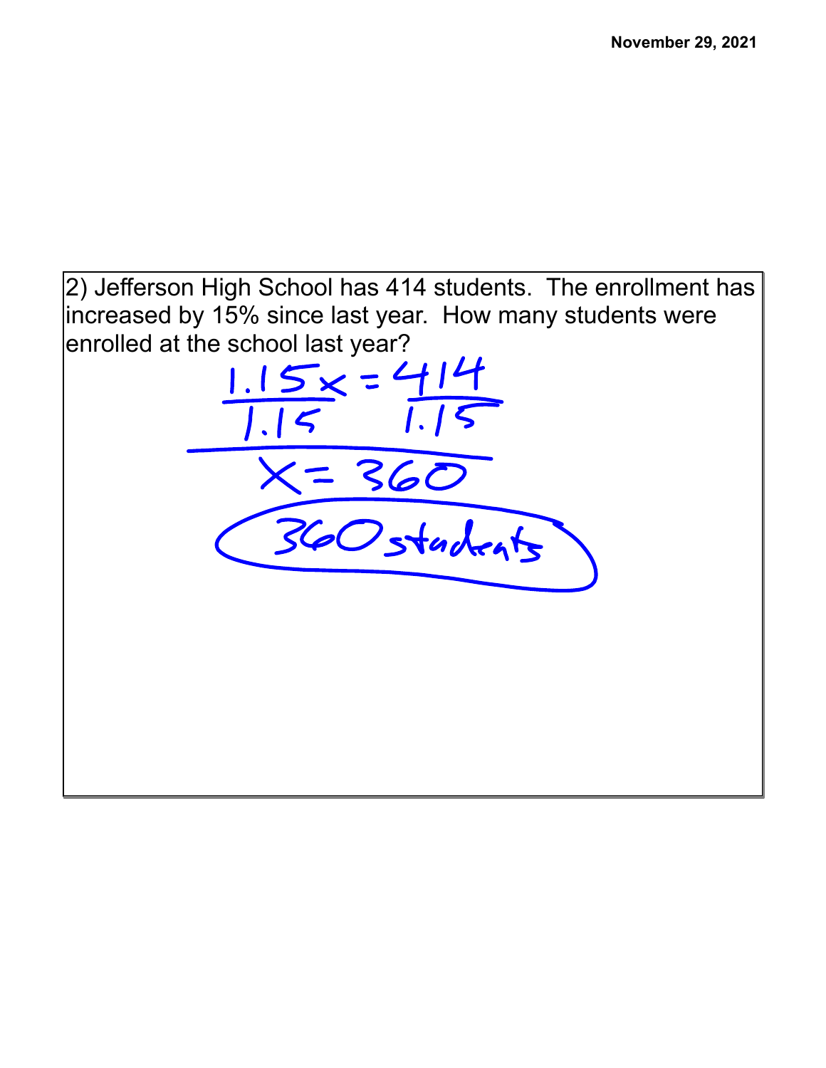November 29, 2021

2) Jefferson High School has 414 students. The enrollment has increased by 15% since last year. How many students were enrolled at the school last year?

$$\frac{1.15x}{1.15} = \frac{414}{1.15}$$

$$x = 360$$

360 students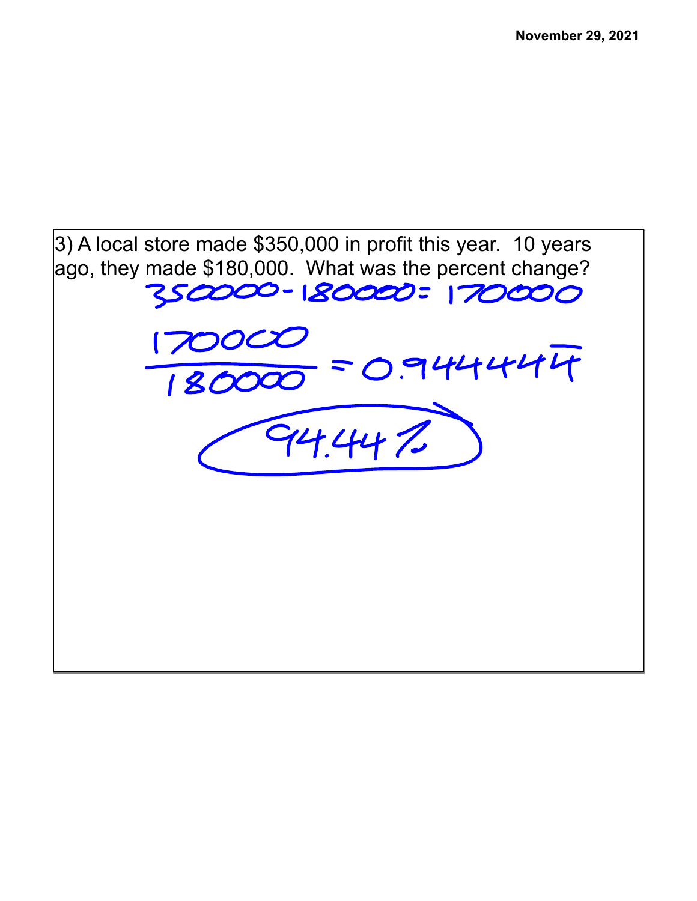November 29, 2021

3) A local store made \$350,000 in profit this year. 10 years ago, they made \$180,000. What was the percent change?

$$350000 - 180000 = 170000$$

$$\frac{170000}{180000} = 0.94444\overline{4}$$

$$94.44\%$$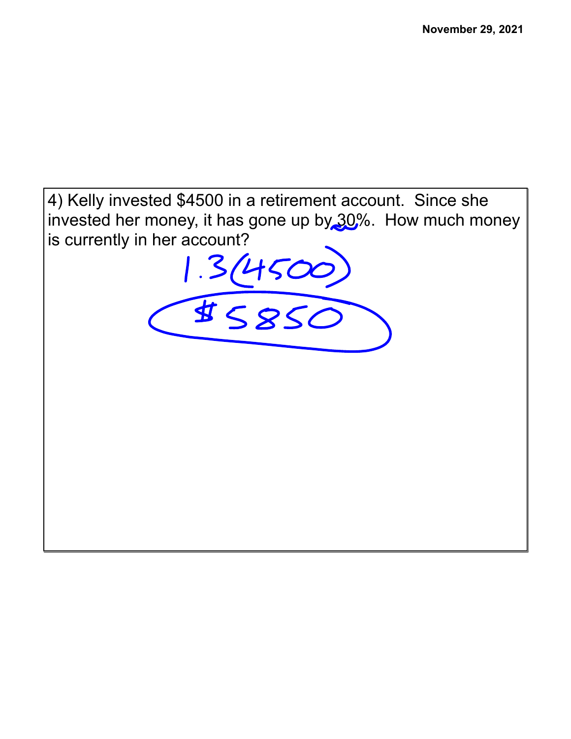4) Kelly invested $4500 in a retirement account. Since she invested her money, it has gone up by 30%. How much money is currently in her account?

$1.3(4500)$

$5850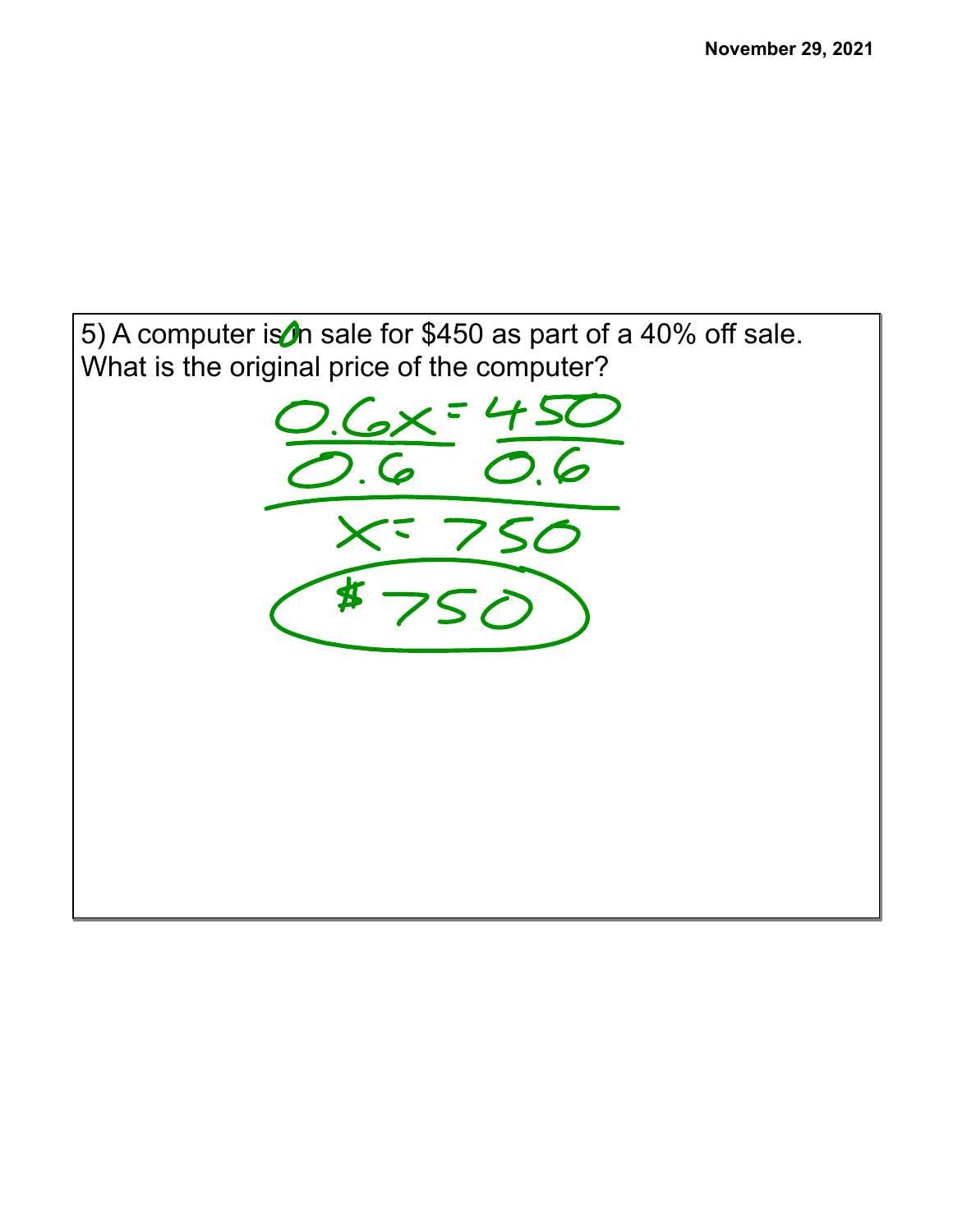5) A computer is on sale for $450 as part of a 40% off sale. What is the original price of the computer?

$$0.6x = 450$$

$$\frac{0.6x}{0.6} = \frac{450}{0.6}$$

$$x = 750$$

$750